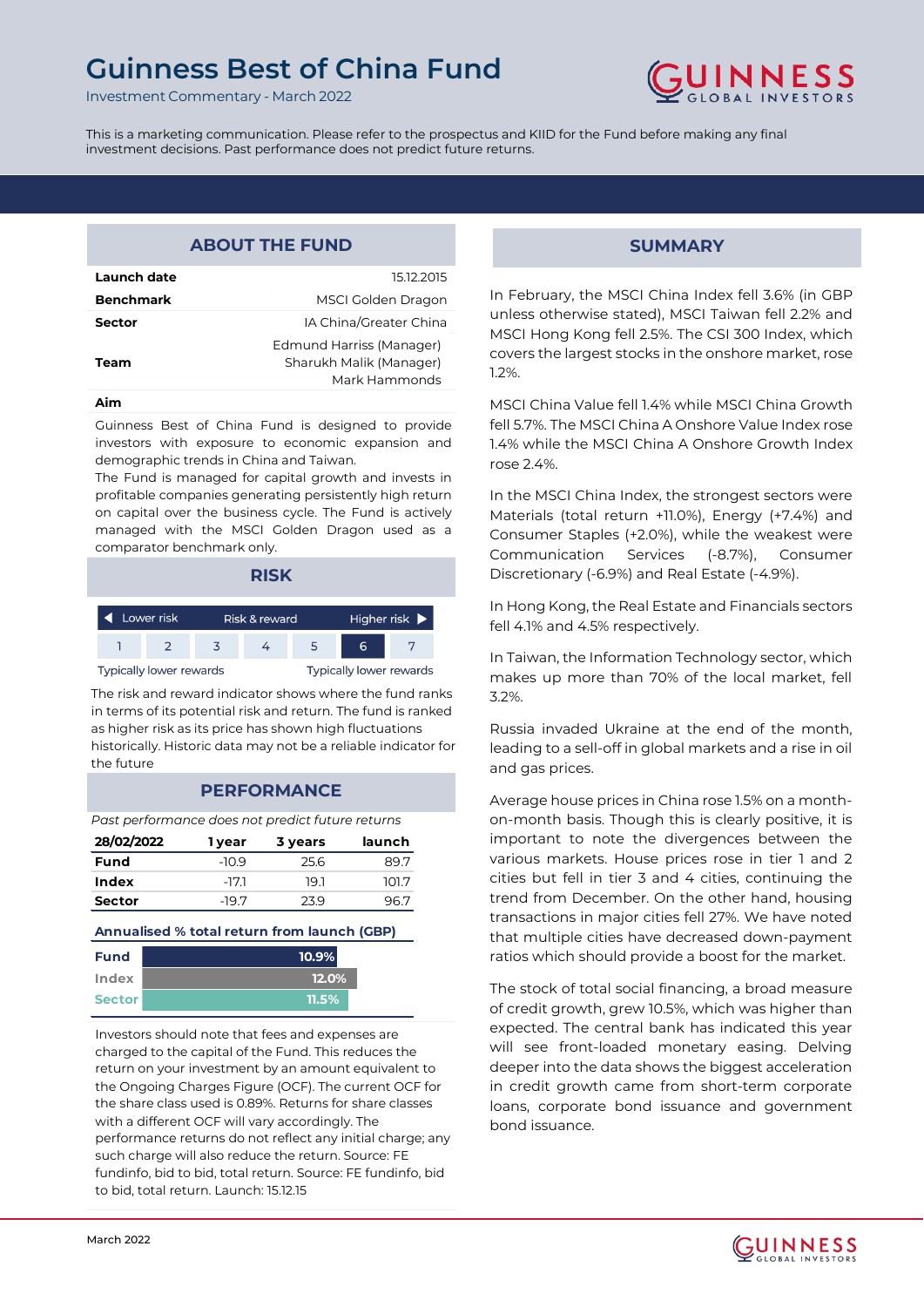# Guinness Best of China Fund

Investment Commentary - March 2022

This is a marketing communication. Please refer to the prospectus and KIID for the Fund before making any final investment decisions. Past performance does not predict future returns.

## ABOUT THE FUND

| | |
|---|---|
| **Launch date** | 15.12.2015 |
| **Benchmark** | MSCI Golden Dragon |
| **Sector** | IA China/Greater China |
| **Team** | Edmund Harriss (Manager)<br>Sharukh Malik (Manager)<br>Mark Hammonds |

**Aim**

Guinness Best of China Fund is designed to provide investors with exposure to economic expansion and demographic trends in China and Taiwan.
The Fund is managed for capital growth and invests in profitable companies generating persistently high return on capital over the business cycle. The Fund is actively managed with the MSCI Golden Dragon used as a comparator benchmark only.

## RISK

| Lower risk | | | Risk & reward | | | Higher risk |
|---|---|---|---|---|---|---|
| 1 | 2 | 3 | 4 | 5 | **6** | 7 |

Typically lower rewards — Typically lower rewards

The risk and reward indicator shows where the fund ranks in terms of its potential risk and return. The fund is ranked as higher risk as its price has shown high fluctuations historically. Historic data may not be a reliable indicator for the future

## PERFORMANCE

*Past performance does not predict future returns*

| 28/02/2022 | 1 year | 3 years | launch |
|---|---|---|---|
| **Fund** | -10.9 | 25.6 | 89.7 |
| **Index** | -17.1 | 19.1 | 101.7 |
| **Sector** | -19.7 | 23.9 | 96.7 |

**Annualised % total return from launch (GBP)**

| | |
|---|---|
| **Fund** | 10.9% |
| **Index** | 12.0% |
| **Sector** | 11.5% |

Investors should note that fees and expenses are charged to the capital of the Fund. This reduces the return on your investment by an amount equivalent to the Ongoing Charges Figure (OCF). The current OCF for the share class used is 0.89%. Returns for share classes with a different OCF will vary accordingly. The performance returns do not reflect any initial charge; any such charge will also reduce the return. Source: FE fundinfo, bid to bid, total return. Source: FE fundinfo, bid to bid, total return. Launch: 15.12.15

## SUMMARY

In February, the MSCI China Index fell 3.6% (in GBP unless otherwise stated), MSCI Taiwan fell 2.2% and MSCI Hong Kong fell 2.5%. The CSI 300 Index, which covers the largest stocks in the onshore market, rose 1.2%.

MSCI China Value fell 1.4% while MSCI China Growth fell 5.7%. The MSCI China A Onshore Value Index rose 1.4% while the MSCI China A Onshore Growth Index rose 2.4%.

In the MSCI China Index, the strongest sectors were Materials (total return +11.0%), Energy (+7.4%) and Consumer Staples (+2.0%), while the weakest were Communication Services (-8.7%), Consumer Discretionary (-6.9%) and Real Estate (-4.9%).

In Hong Kong, the Real Estate and Financials sectors fell 4.1% and 4.5% respectively.

In Taiwan, the Information Technology sector, which makes up more than 70% of the local market, fell 3.2%.

Russia invaded Ukraine at the end of the month, leading to a sell-off in global markets and a rise in oil and gas prices.

Average house prices in China rose 1.5% on a month-on-month basis. Though this is clearly positive, it is important to note the divergences between the various markets. House prices rose in tier 1 and 2 cities but fell in tier 3 and 4 cities, continuing the trend from December. On the other hand, housing transactions in major cities fell 27%. We have noted that multiple cities have decreased down-payment ratios which should provide a boost for the market.

The stock of total social financing, a broad measure of credit growth, grew 10.5%, which was higher than expected. The central bank has indicated this year will see front-loaded monetary easing. Delving deeper into the data shows the biggest acceleration in credit growth came from short-term corporate loans, corporate bond issuance and government bond issuance.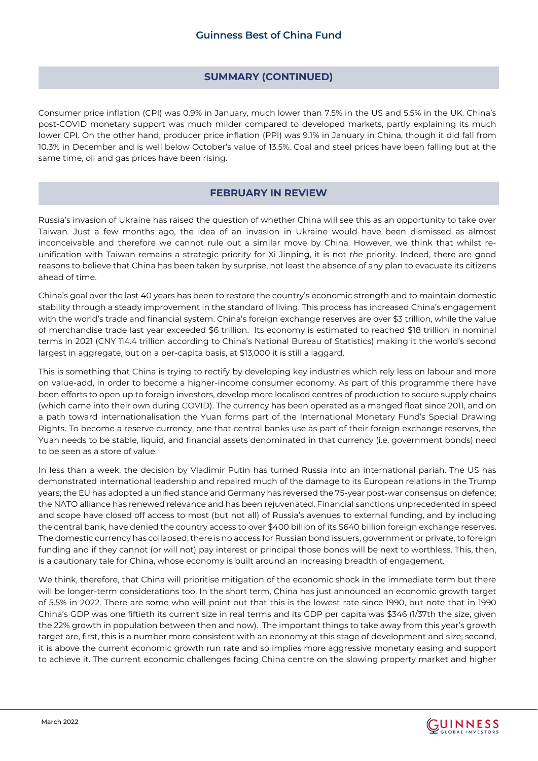## SUMMARY (CONTINUED)

Consumer price inflation (CPI) was 0.9% in January, much lower than 7.5% in the US and 5.5% in the UK. China's post-COVID monetary support was much milder compared to developed markets, partly explaining its much lower CPI. On the other hand, producer price inflation (PPI) was 9.1% in January in China, though it did fall from 10.3% in December and is well below October's value of 13.5%. Coal and steel prices have been falling but at the same time, oil and gas prices have been rising.

## FEBRUARY IN REVIEW

Russia's invasion of Ukraine has raised the question of whether China will see this as an opportunity to take over Taiwan. Just a few months ago, the idea of an invasion in Ukraine would have been dismissed as almost inconceivable and therefore we cannot rule out a similar move by China. However, we think that whilst re-unification with Taiwan remains a strategic priority for Xi Jinping, it is not *the* priority. Indeed, there are good reasons to believe that China has been taken by surprise, not least the absence of any plan to evacuate its citizens ahead of time.

China's goal over the last 40 years has been to restore the country's economic strength and to maintain domestic stability through a steady improvement in the standard of living. This process has increased China's engagement with the world's trade and financial system. China's foreign exchange reserves are over $3 trillion, while the value of merchandise trade last year exceeded $6 trillion. Its economy is estimated to reached $18 trillion in nominal terms in 2021 (CNY 114.4 trillion according to China's National Bureau of Statistics) making it the world's second largest in aggregate, but on a per-capita basis, at $13,000 it is still a laggard.

This is something that China is trying to rectify by developing key industries which rely less on labour and more on value-add, in order to become a higher-income consumer economy. As part of this programme there have been efforts to open up to foreign investors, develop more localised centres of production to secure supply chains (which came into their own during COVID). The currency has been operated as a manged float since 2011, and on a path toward internationalisation the Yuan forms part of the International Monetary Fund's Special Drawing Rights. To become a reserve currency, one that central banks use as part of their foreign exchange reserves, the Yuan needs to be stable, liquid, and financial assets denominated in that currency (i.e. government bonds) need to be seen as a store of value.

In less than a week, the decision by Vladimir Putin has turned Russia into an international pariah. The US has demonstrated international leadership and repaired much of the damage to its European relations in the Trump years; the EU has adopted a unified stance and Germany has reversed the 75-year post-war consensus on defence; the NATO alliance has renewed relevance and has been rejuvenated. Financial sanctions unprecedented in speed and scope have closed off access to most (but not all) of Russia's avenues to external funding, and by including the central bank, have denied the country access to over $400 billion of its $640 billion foreign exchange reserves. The domestic currency has collapsed; there is no access for Russian bond issuers, government or private, to foreign funding and if they cannot (or will not) pay interest or principal those bonds will be next to worthless. This, then, is a cautionary tale for China, whose economy is built around an increasing breadth of engagement.

We think, therefore, that China will prioritise mitigation of the economic shock in the immediate term but there will be longer-term considerations too. In the short term, China has just announced an economic growth target of 5.5% in 2022. There are some who will point out that this is the lowest rate since 1990, but note that in 1990 China's GDP was one fiftieth its current size in real terms and its GDP per capita was $346 (1/37th the size, given the 22% growth in population between then and now). The important things to take away from this year's growth target are, first, this is a number more consistent with an economy at this stage of development and size; second, it is above the current economic growth run rate and so implies more aggressive monetary easing and support to achieve it. The current economic challenges facing China centre on the slowing property market and higher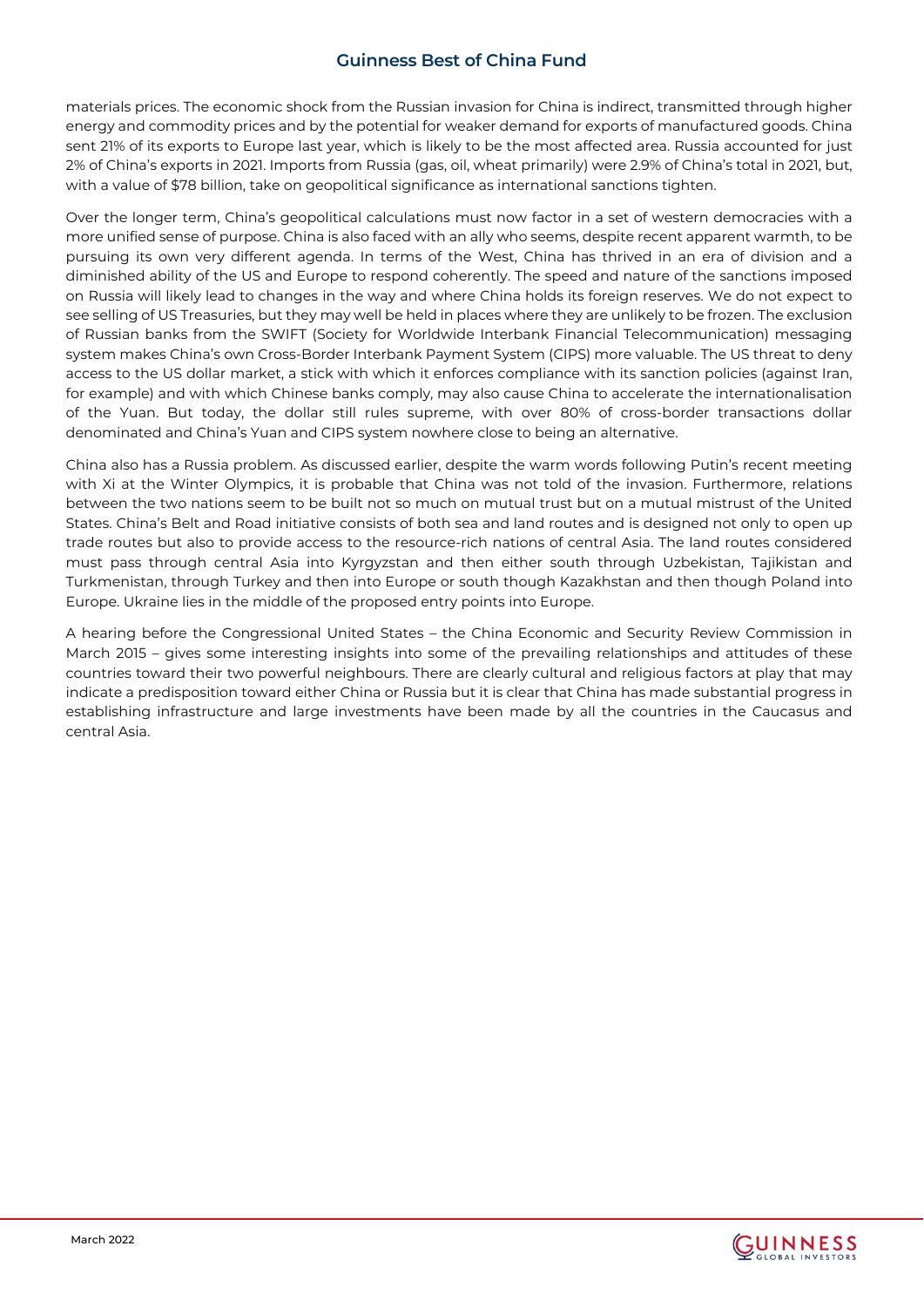materials prices. The economic shock from the Russian invasion for China is indirect, transmitted through higher energy and commodity prices and by the potential for weaker demand for exports of manufactured goods. China sent 21% of its exports to Europe last year, which is likely to be the most affected area. Russia accounted for just 2% of China's exports in 2021. Imports from Russia (gas, oil, wheat primarily) were 2.9% of China's total in 2021, but, with a value of $78 billion, take on geopolitical significance as international sanctions tighten.

Over the longer term, China's geopolitical calculations must now factor in a set of western democracies with a more unified sense of purpose. China is also faced with an ally who seems, despite recent apparent warmth, to be pursuing its own very different agenda. In terms of the West, China has thrived in an era of division and a diminished ability of the US and Europe to respond coherently. The speed and nature of the sanctions imposed on Russia will likely lead to changes in the way and where China holds its foreign reserves. We do not expect to see selling of US Treasuries, but they may well be held in places where they are unlikely to be frozen. The exclusion of Russian banks from the SWIFT (Society for Worldwide Interbank Financial Telecommunication) messaging system makes China's own Cross-Border Interbank Payment System (CIPS) more valuable. The US threat to deny access to the US dollar market, a stick with which it enforces compliance with its sanction policies (against Iran, for example) and with which Chinese banks comply, may also cause China to accelerate the internationalisation of the Yuan. But today, the dollar still rules supreme, with over 80% of cross-border transactions dollar denominated and China's Yuan and CIPS system nowhere close to being an alternative.

China also has a Russia problem. As discussed earlier, despite the warm words following Putin's recent meeting with Xi at the Winter Olympics, it is probable that China was not told of the invasion. Furthermore, relations between the two nations seem to be built not so much on mutual trust but on a mutual mistrust of the United States. China's Belt and Road initiative consists of both sea and land routes and is designed not only to open up trade routes but also to provide access to the resource-rich nations of central Asia. The land routes considered must pass through central Asia into Kyrgyzstan and then either south through Uzbekistan, Tajikistan and Turkmenistan, through Turkey and then into Europe or south though Kazakhstan and then though Poland into Europe. Ukraine lies in the middle of the proposed entry points into Europe.

A hearing before the Congressional United States – the China Economic and Security Review Commission in March 2015 – gives some interesting insights into some of the prevailing relationships and attitudes of these countries toward their two powerful neighbours. There are clearly cultural and religious factors at play that may indicate a predisposition toward either China or Russia but it is clear that China has made substantial progress in establishing infrastructure and large investments have been made by all the countries in the Caucasus and central Asia.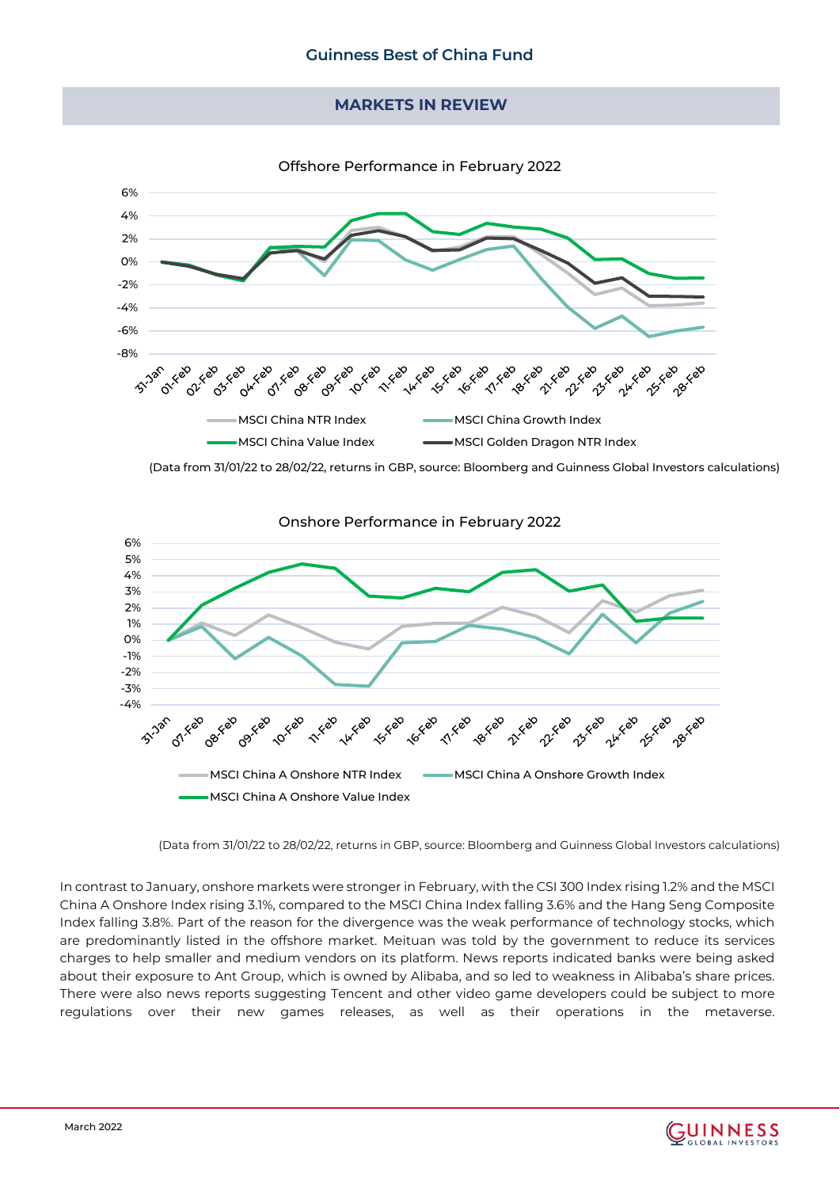## MARKETS IN REVIEW

**Offshore Performance in February 2022**

MSCI China NTR Index · MSCI China Growth Index · MSCI China Value Index · MSCI Golden Dragon NTR Index

(Data from 31/01/22 to 28/02/22, returns in GBP, source: Bloomberg and Guinness Global Investors calculations)

**Onshore Performance in February 2022**

MSCI China A Onshore NTR Index · MSCI China A Onshore Growth Index · MSCI China A Onshore Value Index

(Data from 31/01/22 to 28/02/22, returns in GBP, source: Bloomberg and Guinness Global Investors calculations)

In contrast to January, onshore markets were stronger in February, with the CSI 300 Index rising 1.2% and the MSCI China A Onshore Index rising 3.1%, compared to the MSCI China Index falling 3.6% and the Hang Seng Composite Index falling 3.8%. Part of the reason for the divergence was the weak performance of technology stocks, which are predominantly listed in the offshore market. Meituan was told by the government to reduce its services charges to help smaller and medium vendors on its platform. News reports indicated banks were being asked about their exposure to Ant Group, which is owned by Alibaba, and so led to weakness in Alibaba's share prices. There were also news reports suggesting Tencent and other video game developers could be subject to more regulations over their new games releases, as well as their operations in the metaverse.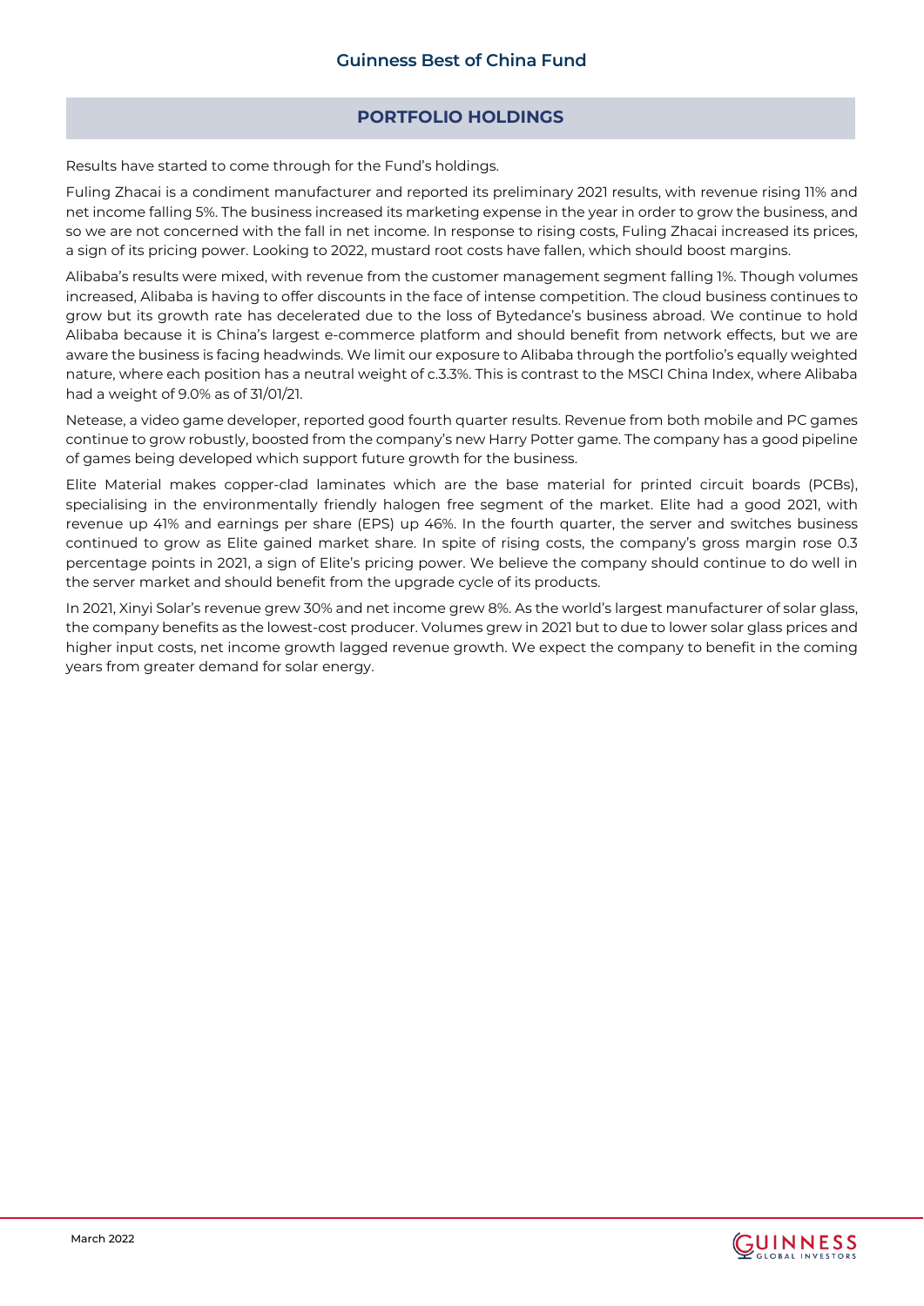## PORTFOLIO HOLDINGS

Results have started to come through for the Fund's holdings.

Fuling Zhacai is a condiment manufacturer and reported its preliminary 2021 results, with revenue rising 11% and net income falling 5%. The business increased its marketing expense in the year in order to grow the business, and so we are not concerned with the fall in net income. In response to rising costs, Fuling Zhacai increased its prices, a sign of its pricing power. Looking to 2022, mustard root costs have fallen, which should boost margins.

Alibaba's results were mixed, with revenue from the customer management segment falling 1%. Though volumes increased, Alibaba is having to offer discounts in the face of intense competition. The cloud business continues to grow but its growth rate has decelerated due to the loss of Bytedance's business abroad. We continue to hold Alibaba because it is China's largest e-commerce platform and should benefit from network effects, but we are aware the business is facing headwinds. We limit our exposure to Alibaba through the portfolio's equally weighted nature, where each position has a neutral weight of c.3.3%. This is contrast to the MSCI China Index, where Alibaba had a weight of 9.0% as of 31/01/21.

Netease, a video game developer, reported good fourth quarter results. Revenue from both mobile and PC games continue to grow robustly, boosted from the company's new Harry Potter game. The company has a good pipeline of games being developed which support future growth for the business.

Elite Material makes copper-clad laminates which are the base material for printed circuit boards (PCBs), specialising in the environmentally friendly halogen free segment of the market. Elite had a good 2021, with revenue up 41% and earnings per share (EPS) up 46%. In the fourth quarter, the server and switches business continued to grow as Elite gained market share. In spite of rising costs, the company's gross margin rose 0.3 percentage points in 2021, a sign of Elite's pricing power. We believe the company should continue to do well in the server market and should benefit from the upgrade cycle of its products.

In 2021, Xinyi Solar's revenue grew 30% and net income grew 8%. As the world's largest manufacturer of solar glass, the company benefits as the lowest-cost producer. Volumes grew in 2021 but to due to lower solar glass prices and higher input costs, net income growth lagged revenue growth. We expect the company to benefit in the coming years from greater demand for solar energy.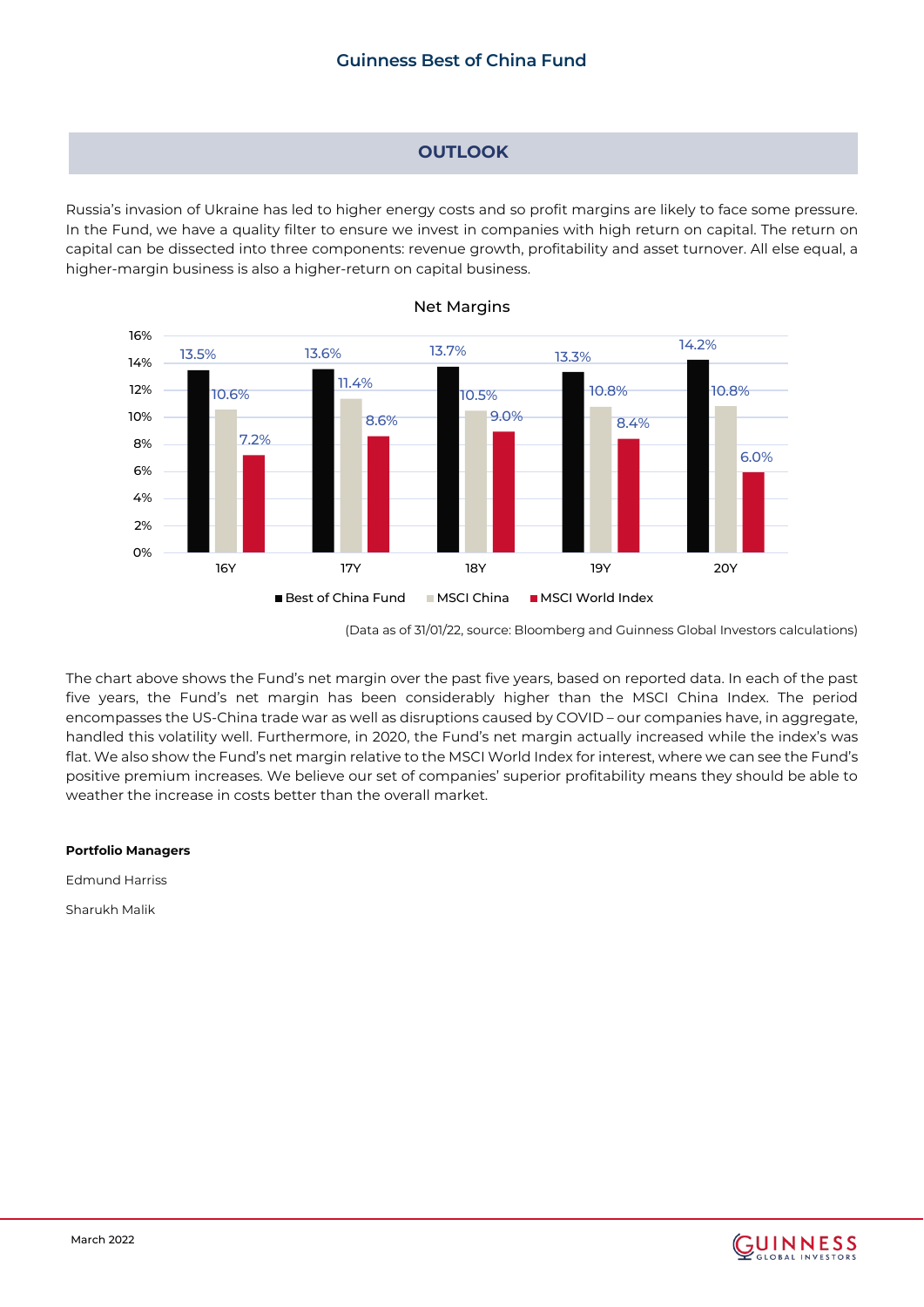## OUTLOOK

Russia's invasion of Ukraine has led to higher energy costs and so profit margins are likely to face some pressure. In the Fund, we have a quality filter to ensure we invest in companies with high return on capital. The return on capital can be dissected into three components: revenue growth, profitability and asset turnover. All else equal, a higher-margin business is also a higher-return on capital business.

**Net Margins**

| | 16Y | 17Y | 18Y | 19Y | 20Y |
|---|---|---|---|---|---|
| Best of China Fund | 13.5% | 13.6% | 13.7% | 13.3% | 14.2% |
| MSCI China | 10.6% | 11.4% | 10.5% | 10.8% | 10.8% |
| MSCI World Index | 7.2% | 8.6% | 9.0% | 8.4% | 6.0% |

(Data as of 31/01/22, source: Bloomberg and Guinness Global Investors calculations)

The chart above shows the Fund's net margin over the past five years, based on reported data. In each of the past five years, the Fund's net margin has been considerably higher than the MSCI China Index. The period encompasses the US-China trade war as well as disruptions caused by COVID – our companies have, in aggregate, handled this volatility well. Furthermore, in 2020, the Fund's net margin actually increased while the index's was flat. We also show the Fund's net margin relative to the MSCI World Index for interest, where we can see the Fund's positive premium increases. We believe our set of companies' superior profitability means they should be able to weather the increase in costs better than the overall market.

**Portfolio Managers**

Edmund Harriss

Sharukh Malik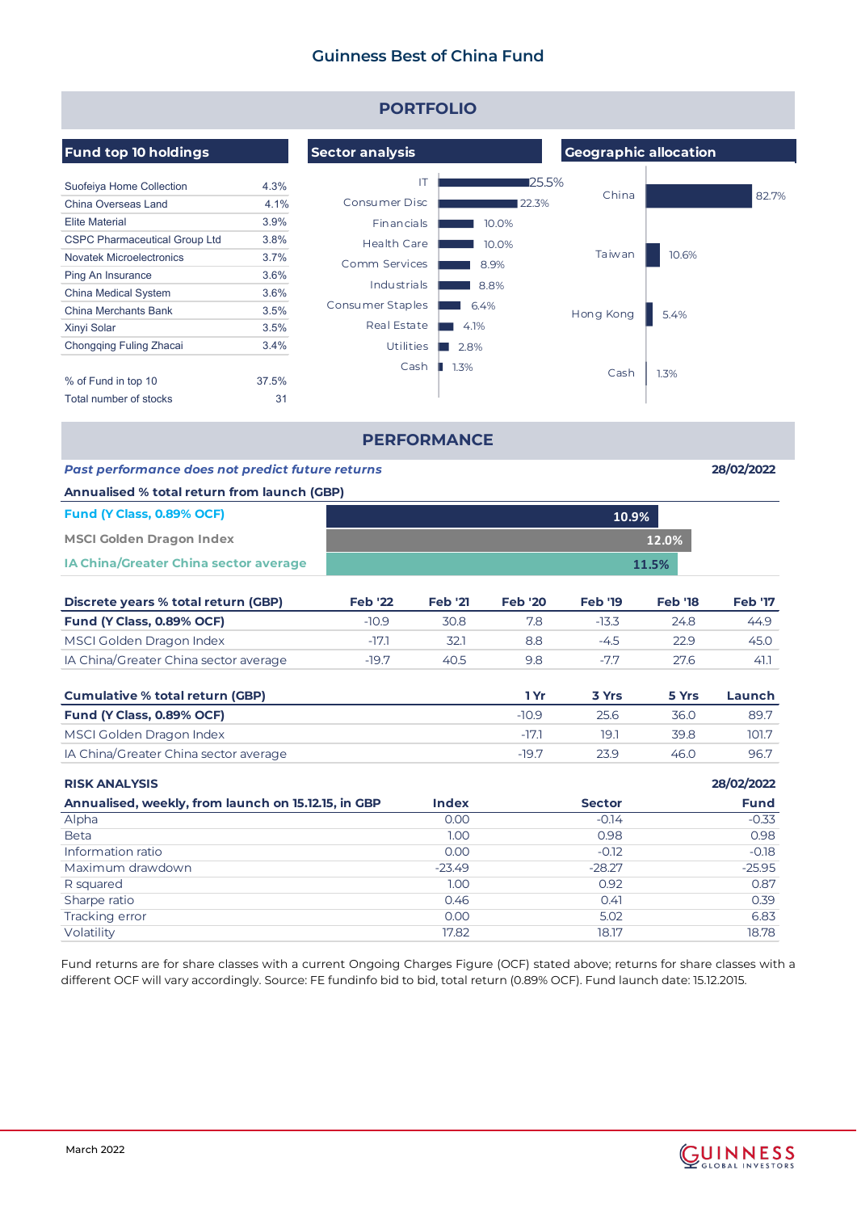# Guinness Best of China Fund

## PORTFOLIO

### Fund top 10 holdings

| Holding | % |
|---|---|
| Suofeiya Home Collection | 4.3% |
| China Overseas Land | 4.1% |
| Elite Material | 3.9% |
| CSPC Pharmaceutical Group Ltd | 3.8% |
| Novatek Microelectronics | 3.7% |
| Ping An Insurance | 3.6% |
| China Medical System | 3.6% |
| China Merchants Bank | 3.5% |
| Xinyi Solar | 3.5% |
| Chongqing Fuling Zhacai | 3.4% |
| % of Fund in top 10 | 37.5% |
| Total number of stocks | 31 |

### Sector analysis

| Sector | % |
|---|---|
| IT | 25.5% |
| Consumer Disc | 22.3% |
| Financials | 10.0% |
| Health Care | 10.0% |
| Comm Services | 8.9% |
| Industrials | 8.8% |
| Consumer Staples | 6.4% |
| Real Estate | 4.1% |
| Utilities | 2.8% |
| Cash | 1.3% |

### Geographic allocation

| Region | % |
|---|---|
| China | 82.7% |
| Taiwan | 10.6% |
| Hong Kong | 5.4% |
| Cash | 1.3% |

## PERFORMANCE

*Past performance does not predict future returns* — 28/02/2022

**Annualised % total return from launch (GBP)**

| | |
|---|---|
| Fund (Y Class, 0.89% OCF) | 10.9% |
| MSCI Golden Dragon Index | 12.0% |
| IA China/Greater China sector average | 11.5% |

| Discrete years % total return (GBP) | Feb '22 | Feb '21 | Feb '20 | Feb '19 | Feb '18 | Feb '17 |
|---|---|---|---|---|---|---|
| **Fund (Y Class, 0.89% OCF)** | -10.9 | 30.8 | 7.8 | -13.3 | 24.8 | 44.9 |
| MSCI Golden Dragon Index | -17.1 | 32.1 | 8.8 | -4.5 | 22.9 | 45.0 |
| IA China/Greater China sector average | -19.7 | 40.5 | 9.8 | -7.7 | 27.6 | 41.1 |

| Cumulative % total return (GBP) | 1 Yr | 3 Yrs | 5 Yrs | Launch |
|---|---|---|---|---|
| **Fund (Y Class, 0.89% OCF)** | -10.9 | 25.6 | 36.0 | 89.7 |
| MSCI Golden Dragon Index | -17.1 | 19.1 | 39.8 | 101.7 |
| IA China/Greater China sector average | -19.7 | 23.9 | 46.0 | 96.7 |

**RISK ANALYSIS** — 28/02/2022

| Annualised, weekly, from launch on 15.12.15, in GBP | Index | Sector | Fund |
|---|---|---|---|
| Alpha | 0.00 | -0.14 | -0.33 |
| Beta | 1.00 | 0.98 | 0.98 |
| Information ratio | 0.00 | -0.12 | -0.18 |
| Maximum drawdown | -23.49 | -28.27 | -25.95 |
| R squared | 1.00 | 0.92 | 0.87 |
| Sharpe ratio | 0.46 | 0.41 | 0.39 |
| Tracking error | 0.00 | 5.02 | 6.83 |
| Volatility | 17.82 | 18.17 | 18.78 |

Fund returns are for share classes with a current Ongoing Charges Figure (OCF) stated above; returns for share classes with a different OCF will vary accordingly. Source: FE fundinfo bid to bid, total return (0.89% OCF). Fund launch date: 15.12.2015.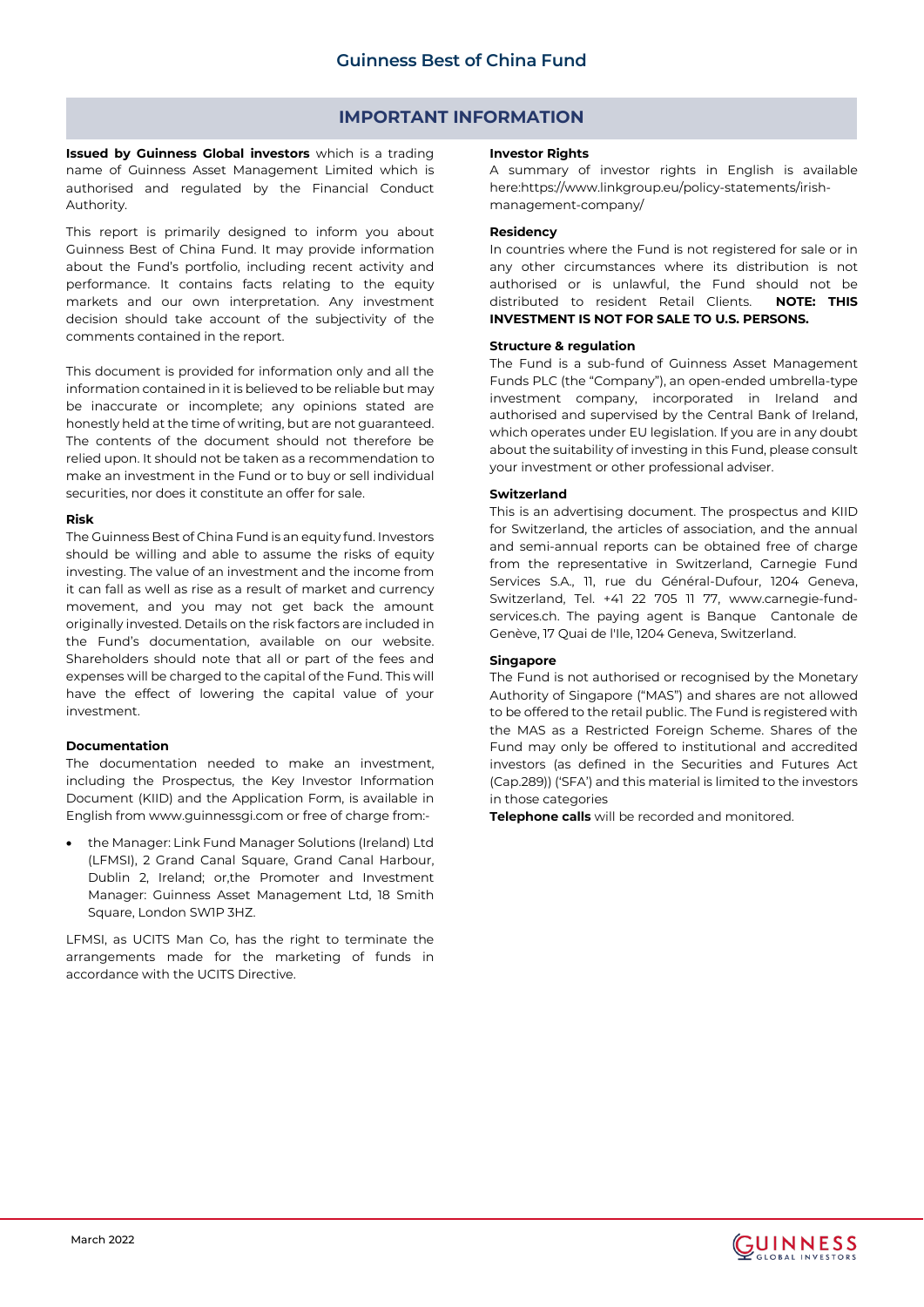## IMPORTANT INFORMATION

**Issued by Guinness Global investors** which is a trading name of Guinness Asset Management Limited which is authorised and regulated by the Financial Conduct Authority.

This report is primarily designed to inform you about Guinness Best of China Fund. It may provide information about the Fund's portfolio, including recent activity and performance. It contains facts relating to the equity markets and our own interpretation. Any investment decision should take account of the subjectivity of the comments contained in the report.

This document is provided for information only and all the information contained in it is believed to be reliable but may be inaccurate or incomplete; any opinions stated are honestly held at the time of writing, but are not guaranteed. The contents of the document should not therefore be relied upon. It should not be taken as a recommendation to make an investment in the Fund or to buy or sell individual securities, nor does it constitute an offer for sale.

**Risk**

The Guinness Best of China Fund is an equity fund. Investors should be willing and able to assume the risks of equity investing. The value of an investment and the income from it can fall as well as rise as a result of market and currency movement, and you may not get back the amount originally invested. Details on the risk factors are included in the Fund's documentation, available on our website. Shareholders should note that all or part of the fees and expenses will be charged to the capital of the Fund. This will have the effect of lowering the capital value of your investment.

**Documentation**

The documentation needed to make an investment, including the Prospectus, the Key Investor Information Document (KIID) and the Application Form, is available in English from www.guinnessgi.com or free of charge from:-

- the Manager: Link Fund Manager Solutions (Ireland) Ltd (LFMSI), 2 Grand Canal Square, Grand Canal Harbour, Dublin 2, Ireland; or,the Promoter and Investment Manager: Guinness Asset Management Ltd, 18 Smith Square, London SW1P 3HZ.

LFMSI, as UCITS Man Co, has the right to terminate the arrangements made for the marketing of funds in accordance with the UCITS Directive.

**Investor Rights**

A summary of investor rights in English is available here:https://www.linkgroup.eu/policy-statements/irish-management-company/

**Residency**

In countries where the Fund is not registered for sale or in any other circumstances where its distribution is not authorised or is unlawful, the Fund should not be distributed to resident Retail Clients. **NOTE: THIS INVESTMENT IS NOT FOR SALE TO U.S. PERSONS.**

**Structure & regulation**

The Fund is a sub-fund of Guinness Asset Management Funds PLC (the "Company"), an open-ended umbrella-type investment company, incorporated in Ireland and authorised and supervised by the Central Bank of Ireland, which operates under EU legislation. If you are in any doubt about the suitability of investing in this Fund, please consult your investment or other professional adviser.

**Switzerland**

This is an advertising document. The prospectus and KIID for Switzerland, the articles of association, and the annual and semi-annual reports can be obtained free of charge from the representative in Switzerland, Carnegie Fund Services S.A., 11, rue du Général-Dufour, 1204 Geneva, Switzerland, Tel. +41 22 705 11 77, www.carnegie-fund-services.ch. The paying agent is Banque Cantonale de Genève, 17 Quai de l'Ile, 1204 Geneva, Switzerland.

**Singapore**

The Fund is not authorised or recognised by the Monetary Authority of Singapore ("MAS") and shares are not allowed to be offered to the retail public. The Fund is registered with the MAS as a Restricted Foreign Scheme. Shares of the Fund may only be offered to institutional and accredited investors (as defined in the Securities and Futures Act (Cap.289)) ('SFA') and this material is limited to the investors in those categories

**Telephone calls** will be recorded and monitored.